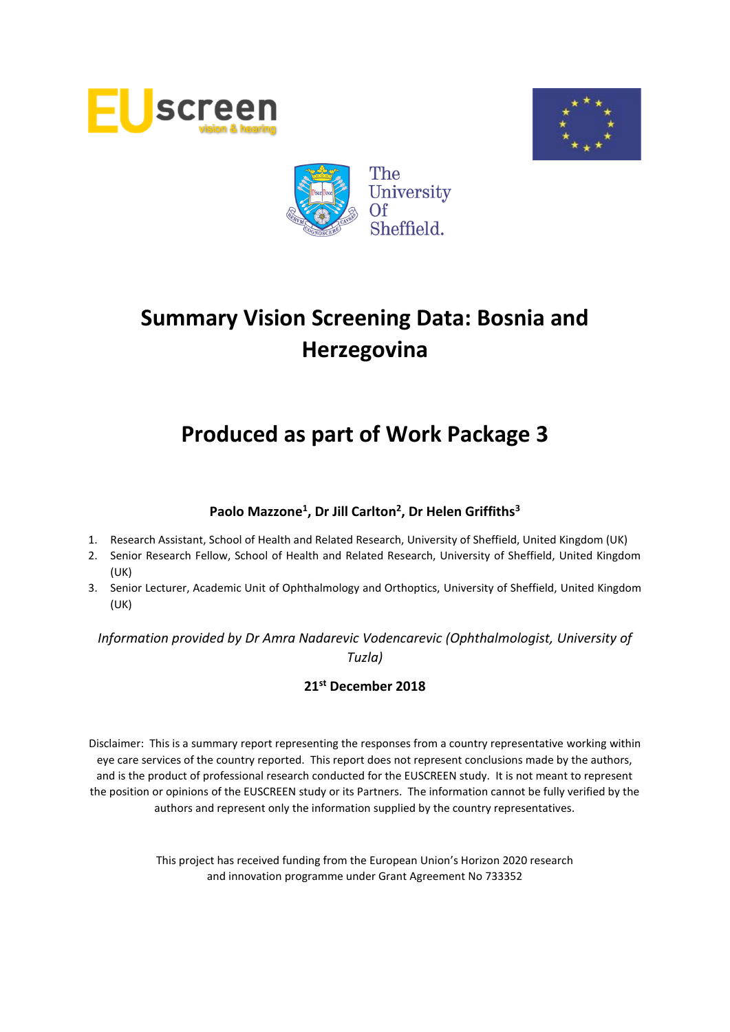# Summary Vision Screening Data: Bosnia and Herzegovina

## Produced as part of Work Package 3

**Paolo Mazzone[1], Dr Jill Carlton[2], Dr Helen Griffiths[3]**

1. Research Assistant, School of Health and Related Research, University of Sheffield, United Kingdom (UK)
2. Senior Research Fellow, School of Health and Related Research, University of Sheffield, United Kingdom (UK)
3. Senior Lecturer, Academic Unit of Ophthalmology and Orthoptics, University of Sheffield, United Kingdom (UK)

*Information provided by Dr Amra Nadarevic Vodencarevic (Ophthalmologist, University of Tuzla)*

**21st December 2018**

Disclaimer: This is a summary report representing the responses from a country representative working within eye care services of the country reported. This report does not represent conclusions made by the authors, and is the product of professional research conducted for the EUSCREEN study. It is not meant to represent the position or opinions of the EUSCREEN study or its Partners. The information cannot be fully verified by the authors and represent only the information supplied by the country representatives.

This project has received funding from the European Union's Horizon 2020 research and innovation programme under Grant Agreement No 733352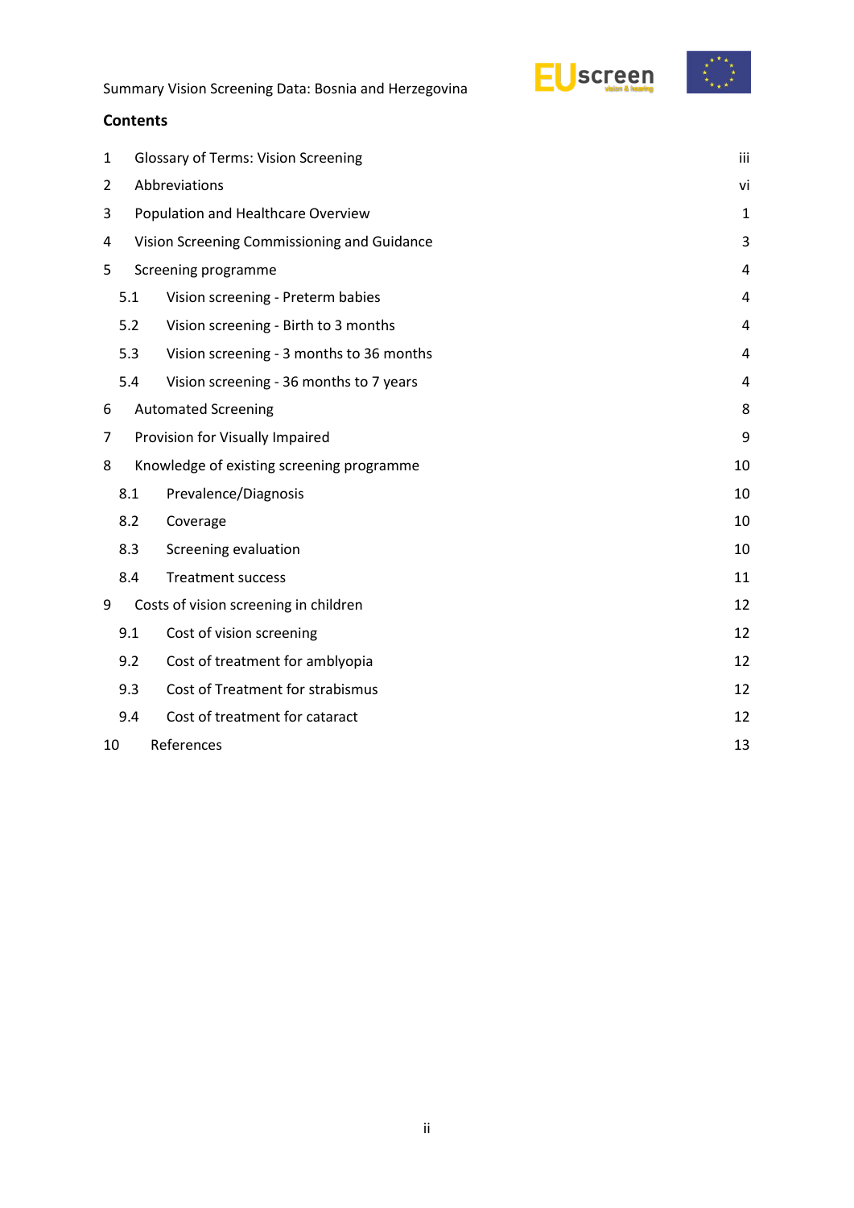## Contents

| | | |
|---|---|---|
| 1 | Glossary of Terms: Vision Screening | iii |
| 2 | Abbreviations | vi |
| 3 | Population and Healthcare Overview | 1 |
| 4 | Vision Screening Commissioning and Guidance | 3 |
| 5 | Screening programme | 4 |
| 5.1 | Vision screening - Preterm babies | 4 |
| 5.2 | Vision screening - Birth to 3 months | 4 |
| 5.3 | Vision screening - 3 months to 36 months | 4 |
| 5.4 | Vision screening - 36 months to 7 years | 4 |
| 6 | Automated Screening | 8 |
| 7 | Provision for Visually Impaired | 9 |
| 8 | Knowledge of existing screening programme | 10 |
| 8.1 | Prevalence/Diagnosis | 10 |
| 8.2 | Coverage | 10 |
| 8.3 | Screening evaluation | 10 |
| 8.4 | Treatment success | 11 |
| 9 | Costs of vision screening in children | 12 |
| 9.1 | Cost of vision screening | 12 |
| 9.2 | Cost of treatment for amblyopia | 12 |
| 9.3 | Cost of Treatment for strabismus | 12 |
| 9.4 | Cost of treatment for cataract | 12 |
| 10 | References | 13 |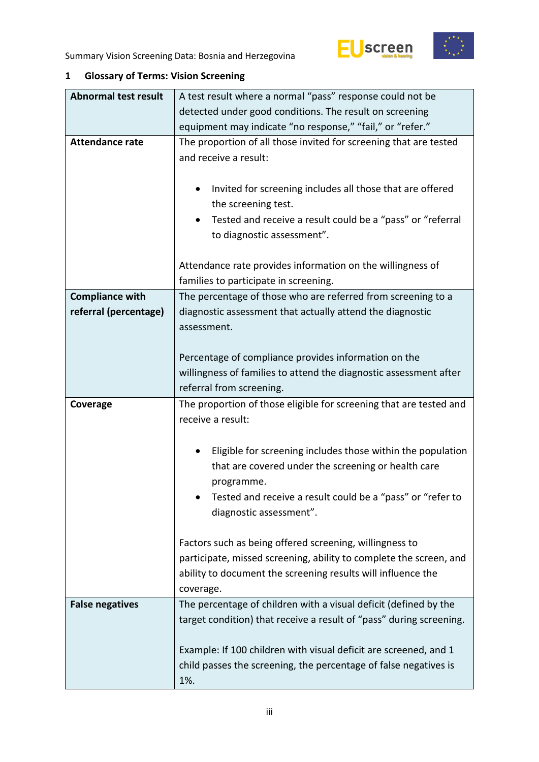## 1 Glossary of Terms: Vision Screening

| | |
|---|---|
| **Abnormal test result** | A test result where a normal "pass" response could not be detected under good conditions. The result on screening equipment may indicate "no response," "fail," or "refer." |
| **Attendance rate** | The proportion of all those invited for screening that are tested and receive a result:<br><br>• Invited for screening includes all those that are offered the screening test.<br>• Tested and receive a result could be a "pass" or "referral to diagnostic assessment".<br><br>Attendance rate provides information on the willingness of families to participate in screening. |
| **Compliance with referral (percentage)** | The percentage of those who are referred from screening to a diagnostic assessment that actually attend the diagnostic assessment.<br><br>Percentage of compliance provides information on the willingness of families to attend the diagnostic assessment after referral from screening. |
| **Coverage** | The proportion of those eligible for screening that are tested and receive a result:<br><br>• Eligible for screening includes those within the population that are covered under the screening or health care programme.<br>• Tested and receive a result could be a "pass" or "refer to diagnostic assessment".<br><br>Factors such as being offered screening, willingness to participate, missed screening, ability to complete the screen, and ability to document the screening results will influence the coverage. |
| **False negatives** | The percentage of children with a visual deficit (defined by the target condition) that receive a result of "pass" during screening.<br><br>Example: If 100 children with visual deficit are screened, and 1 child passes the screening, the percentage of false negatives is 1%. |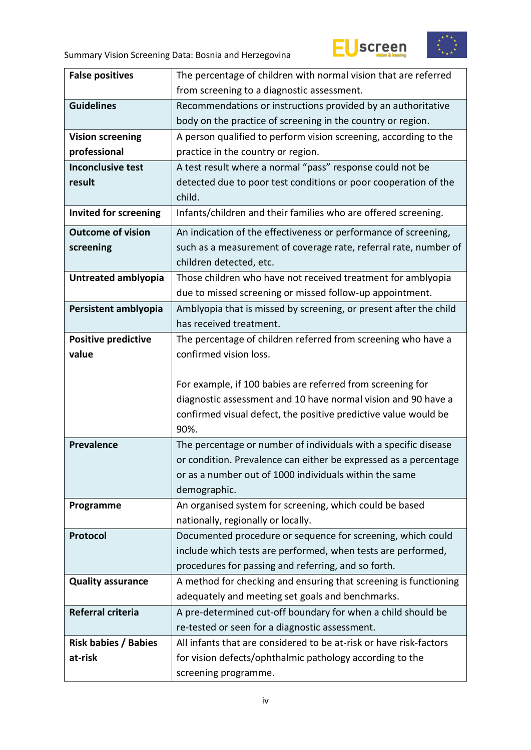| | |
|---|---|
| **False positives** | The percentage of children with normal vision that are referred from screening to a diagnostic assessment. |
| **Guidelines** | Recommendations or instructions provided by an authoritative body on the practice of screening in the country or region. |
| **Vision screening professional** | A person qualified to perform vision screening, according to the practice in the country or region. |
| **Inconclusive test result** | A test result where a normal "pass" response could not be detected due to poor test conditions or poor cooperation of the child. |
| **Invited for screening** | Infants/children and their families who are offered screening. |
| **Outcome of vision screening** | An indication of the effectiveness or performance of screening, such as a measurement of coverage rate, referral rate, number of children detected, etc. |
| **Untreated amblyopia** | Those children who have not received treatment for amblyopia due to missed screening or missed follow-up appointment. |
| **Persistent amblyopia** | Amblyopia that is missed by screening, or present after the child has received treatment. |
| **Positive predictive value** | The percentage of children referred from screening who have a confirmed vision loss.<br><br>For example, if 100 babies are referred from screening for diagnostic assessment and 10 have normal vision and 90 have a confirmed visual defect, the positive predictive value would be 90%. |
| **Prevalence** | The percentage or number of individuals with a specific disease or condition. Prevalence can either be expressed as a percentage or as a number out of 1000 individuals within the same demographic. |
| **Programme** | An organised system for screening, which could be based nationally, regionally or locally. |
| **Protocol** | Documented procedure or sequence for screening, which could include which tests are performed, when tests are performed, procedures for passing and referring, and so forth. |
| **Quality assurance** | A method for checking and ensuring that screening is functioning adequately and meeting set goals and benchmarks. |
| **Referral criteria** | A pre-determined cut-off boundary for when a child should be re-tested or seen for a diagnostic assessment. |
| **Risk babies / Babies at-risk** | All infants that are considered to be at-risk or have risk-factors for vision defects/ophthalmic pathology according to the screening programme. |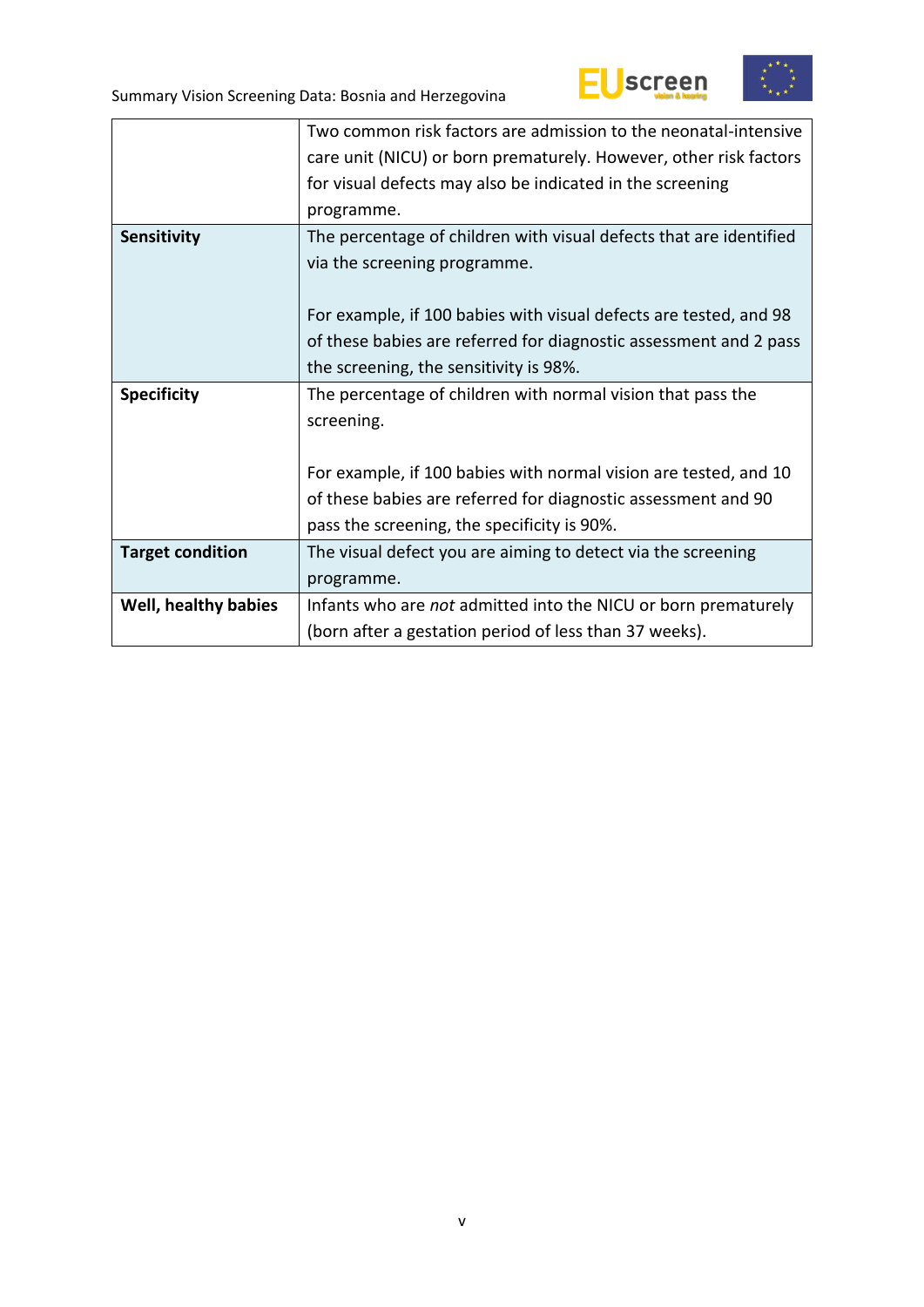| | |
|---|---|
| | Two common risk factors are admission to the neonatal-intensive care unit (NICU) or born prematurely. However, other risk factors for visual defects may also be indicated in the screening programme. |
| **Sensitivity** | The percentage of children with visual defects that are identified via the screening programme.<br><br>For example, if 100 babies with visual defects are tested, and 98 of these babies are referred for diagnostic assessment and 2 pass the screening, the sensitivity is 98%. |
| **Specificity** | The percentage of children with normal vision that pass the screening.<br><br>For example, if 100 babies with normal vision are tested, and 10 of these babies are referred for diagnostic assessment and 90 pass the screening, the specificity is 90%. |
| **Target condition** | The visual defect you are aiming to detect via the screening programme. |
| **Well, healthy babies** | Infants who are *not* admitted into the NICU or born prematurely (born after a gestation period of less than 37 weeks). |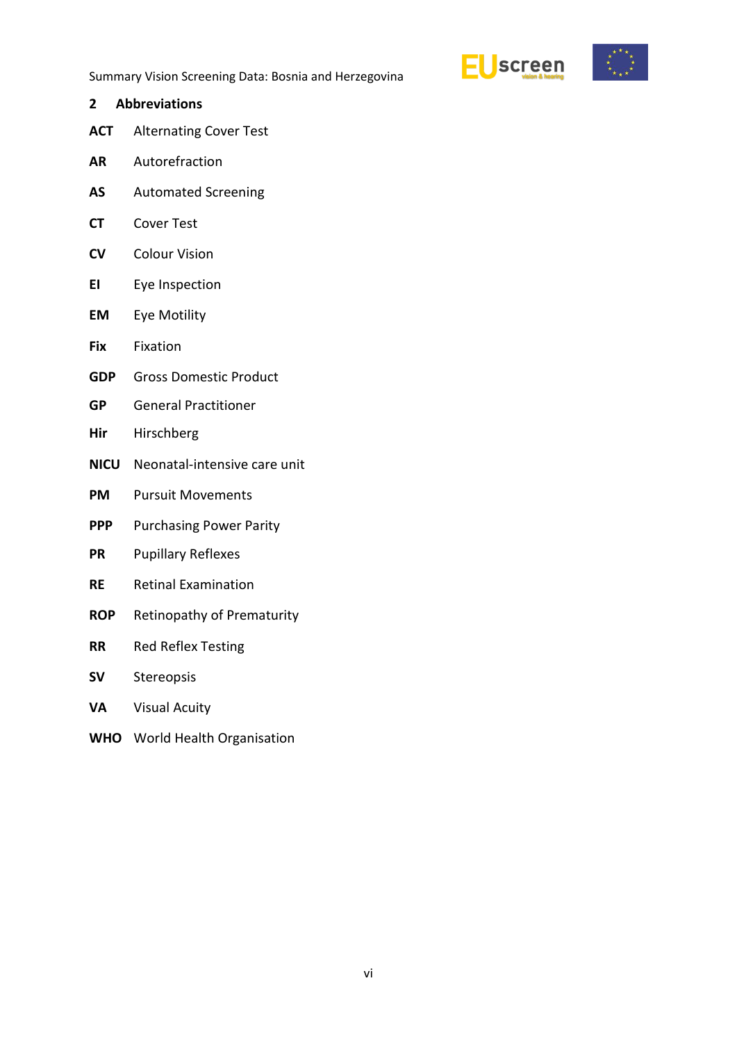## 2 Abbreviations

**ACT** Alternating Cover Test

**AR** Autorefraction

**AS** Automated Screening

**CT** Cover Test

**CV** Colour Vision

**EI** Eye Inspection

**EM** Eye Motility

**Fix** Fixation

**GDP** Gross Domestic Product

**GP** General Practitioner

**Hir** Hirschberg

**NICU** Neonatal-intensive care unit

**PM** Pursuit Movements

**PPP** Purchasing Power Parity

**PR** Pupillary Reflexes

**RE** Retinal Examination

**ROP** Retinopathy of Prematurity

**RR** Red Reflex Testing

**SV** Stereopsis

**VA** Visual Acuity

**WHO** World Health Organisation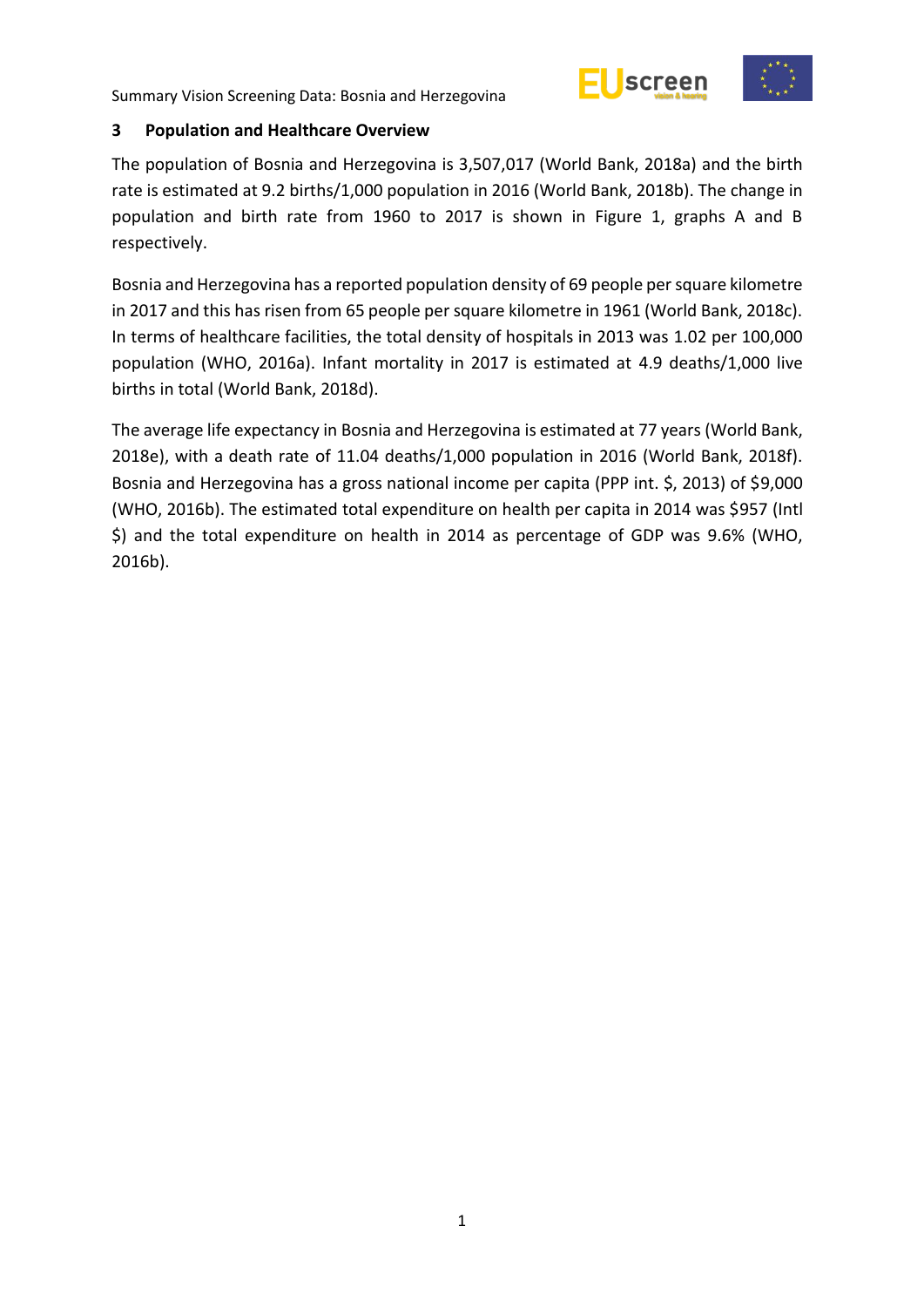## 3 Population and Healthcare Overview

The population of Bosnia and Herzegovina is 3,507,017 (World Bank, 2018a) and the birth rate is estimated at 9.2 births/1,000 population in 2016 (World Bank, 2018b). The change in population and birth rate from 1960 to 2017 is shown in Figure 1, graphs A and B respectively.

Bosnia and Herzegovina has a reported population density of 69 people per square kilometre in 2017 and this has risen from 65 people per square kilometre in 1961 (World Bank, 2018c). In terms of healthcare facilities, the total density of hospitals in 2013 was 1.02 per 100,000 population (WHO, 2016a). Infant mortality in 2017 is estimated at 4.9 deaths/1,000 live births in total (World Bank, 2018d).

The average life expectancy in Bosnia and Herzegovina is estimated at 77 years (World Bank, 2018e), with a death rate of 11.04 deaths/1,000 population in 2016 (World Bank, 2018f). Bosnia and Herzegovina has a gross national income per capita (PPP int. $, 2013) of $9,000 (WHO, 2016b). The estimated total expenditure on health per capita in 2014 was $957 (Intl $) and the total expenditure on health in 2014 as percentage of GDP was 9.6% (WHO, 2016b).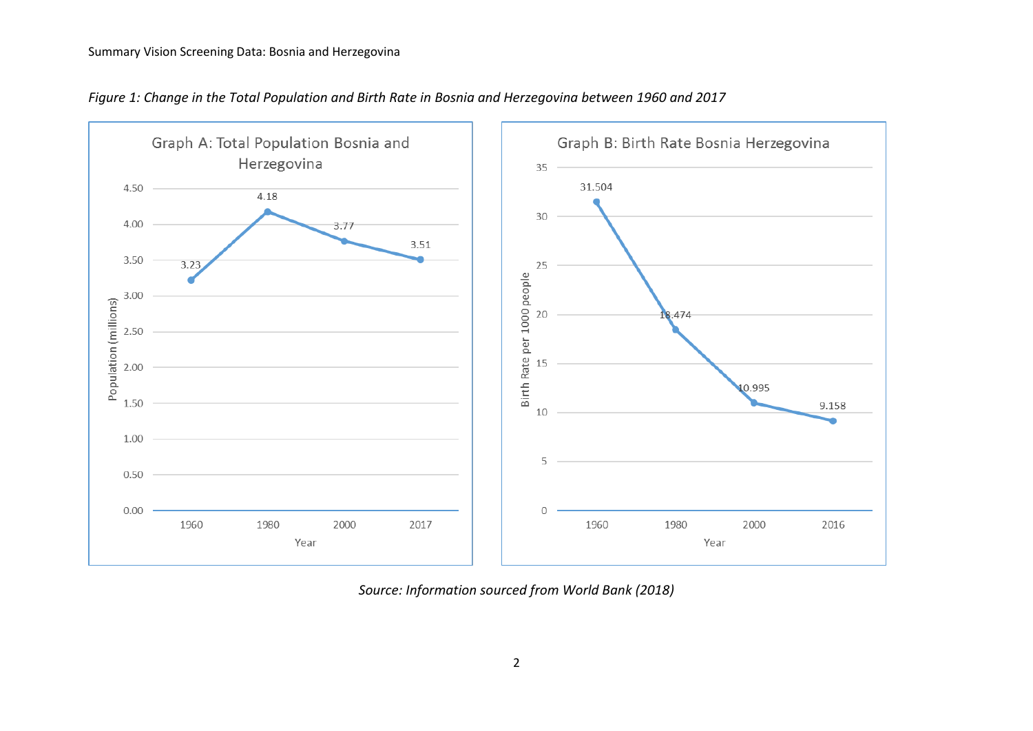*Figure 1: Change in the Total Population and Birth Rate in Bosnia and Herzegovina between 1960 and 2017*

**Graph A: Total Population Bosnia and Herzegovina**

| Year | Population (millions) |
|---|---|
| 1960 | 3.23 |
| 1980 | 4.18 |
| 2000 | 3.77 |
| 2017 | 3.51 |

**Graph B: Birth Rate Bosnia Herzegovina**

| Year | Birth Rate per 1000 people |
|---|---|
| 1960 | 31.504 |
| 1980 | 18.474 |
| 2000 | 10.995 |
| 2016 | 9.158 |

*Source: Information sourced from World Bank (2018)*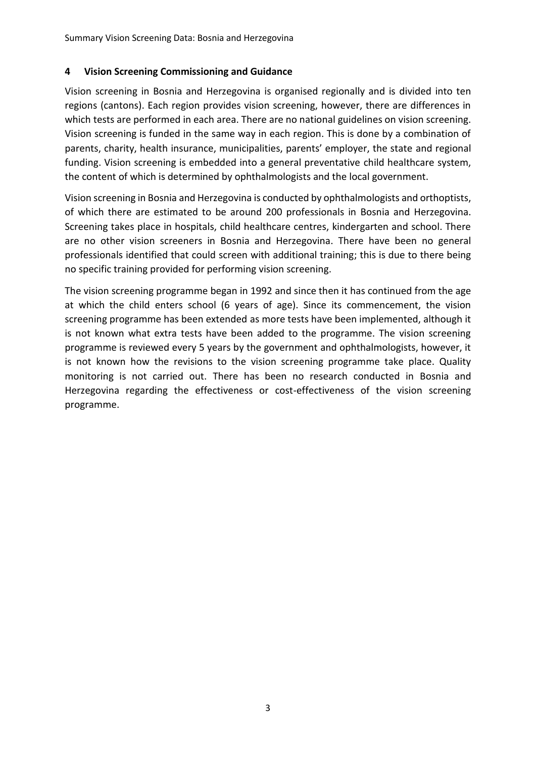## 4 Vision Screening Commissioning and Guidance

Vision screening in Bosnia and Herzegovina is organised regionally and is divided into ten regions (cantons). Each region provides vision screening, however, there are differences in which tests are performed in each area. There are no national guidelines on vision screening. Vision screening is funded in the same way in each region. This is done by a combination of parents, charity, health insurance, municipalities, parents' employer, the state and regional funding. Vision screening is embedded into a general preventative child healthcare system, the content of which is determined by ophthalmologists and the local government.

Vision screening in Bosnia and Herzegovina is conducted by ophthalmologists and orthoptists, of which there are estimated to be around 200 professionals in Bosnia and Herzegovina. Screening takes place in hospitals, child healthcare centres, kindergarten and school. There are no other vision screeners in Bosnia and Herzegovina. There have been no general professionals identified that could screen with additional training; this is due to there being no specific training provided for performing vision screening.

The vision screening programme began in 1992 and since then it has continued from the age at which the child enters school (6 years of age). Since its commencement, the vision screening programme has been extended as more tests have been implemented, although it is not known what extra tests have been added to the programme. The vision screening programme is reviewed every 5 years by the government and ophthalmologists, however, it is not known how the revisions to the vision screening programme take place. Quality monitoring is not carried out. There has been no research conducted in Bosnia and Herzegovina regarding the effectiveness or cost-effectiveness of the vision screening programme.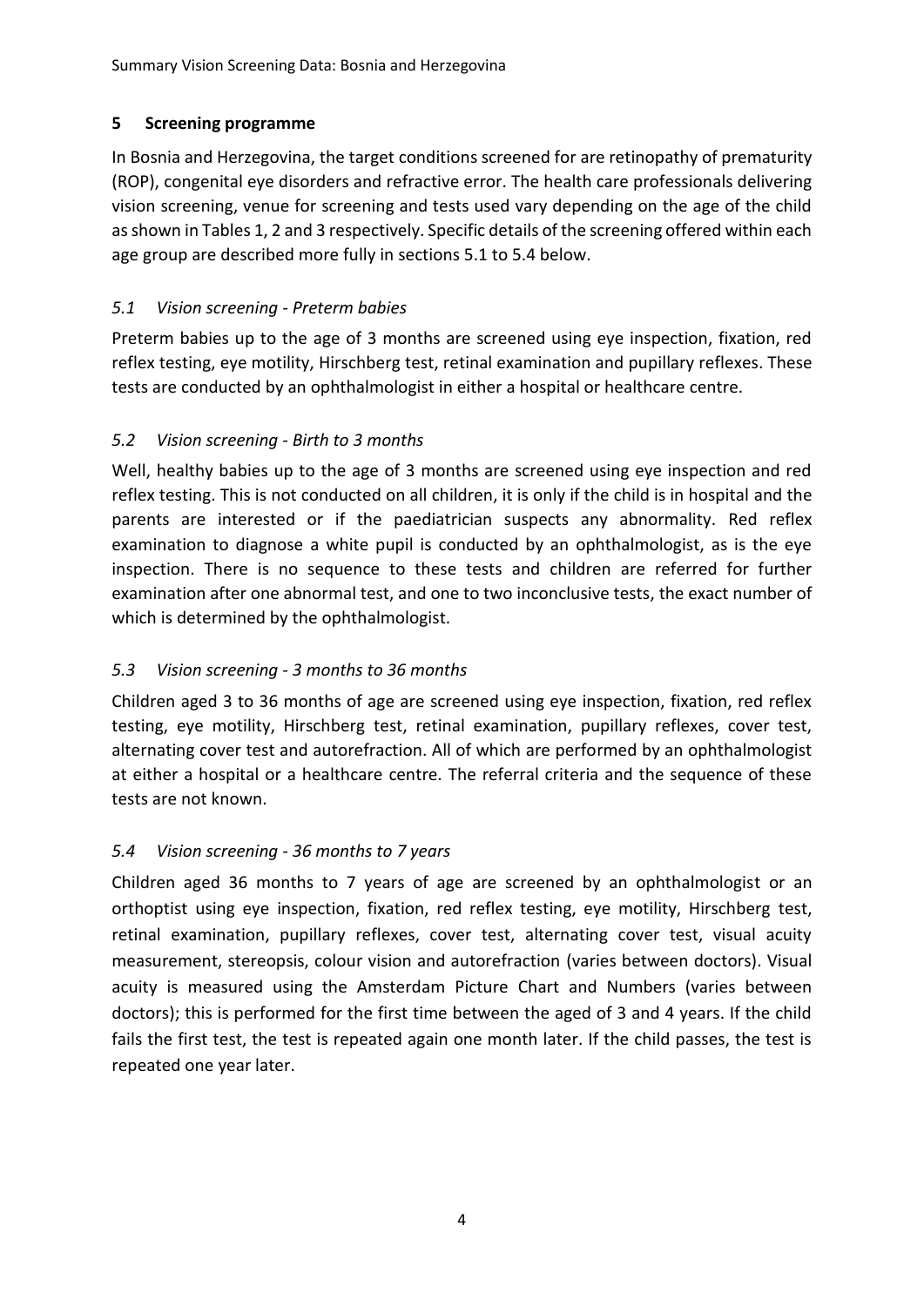## 5 Screening programme

In Bosnia and Herzegovina, the target conditions screened for are retinopathy of prematurity (ROP), congenital eye disorders and refractive error. The health care professionals delivering vision screening, venue for screening and tests used vary depending on the age of the child as shown in Tables 1, 2 and 3 respectively. Specific details of the screening offered within each age group are described more fully in sections 5.1 to 5.4 below.

### *5.1 Vision screening - Preterm babies*

Preterm babies up to the age of 3 months are screened using eye inspection, fixation, red reflex testing, eye motility, Hirschberg test, retinal examination and pupillary reflexes. These tests are conducted by an ophthalmologist in either a hospital or healthcare centre.

### *5.2 Vision screening - Birth to 3 months*

Well, healthy babies up to the age of 3 months are screened using eye inspection and red reflex testing. This is not conducted on all children, it is only if the child is in hospital and the parents are interested or if the paediatrician suspects any abnormality. Red reflex examination to diagnose a white pupil is conducted by an ophthalmologist, as is the eye inspection. There is no sequence to these tests and children are referred for further examination after one abnormal test, and one to two inconclusive tests, the exact number of which is determined by the ophthalmologist.

### *5.3 Vision screening - 3 months to 36 months*

Children aged 3 to 36 months of age are screened using eye inspection, fixation, red reflex testing, eye motility, Hirschberg test, retinal examination, pupillary reflexes, cover test, alternating cover test and autorefraction. All of which are performed by an ophthalmologist at either a hospital or a healthcare centre. The referral criteria and the sequence of these tests are not known.

### *5.4 Vision screening - 36 months to 7 years*

Children aged 36 months to 7 years of age are screened by an ophthalmologist or an orthoptist using eye inspection, fixation, red reflex testing, eye motility, Hirschberg test, retinal examination, pupillary reflexes, cover test, alternating cover test, visual acuity measurement, stereopsis, colour vision and autorefraction (varies between doctors). Visual acuity is measured using the Amsterdam Picture Chart and Numbers (varies between doctors); this is performed for the first time between the aged of 3 and 4 years. If the child fails the first test, the test is repeated again one month later. If the child passes, the test is repeated one year later.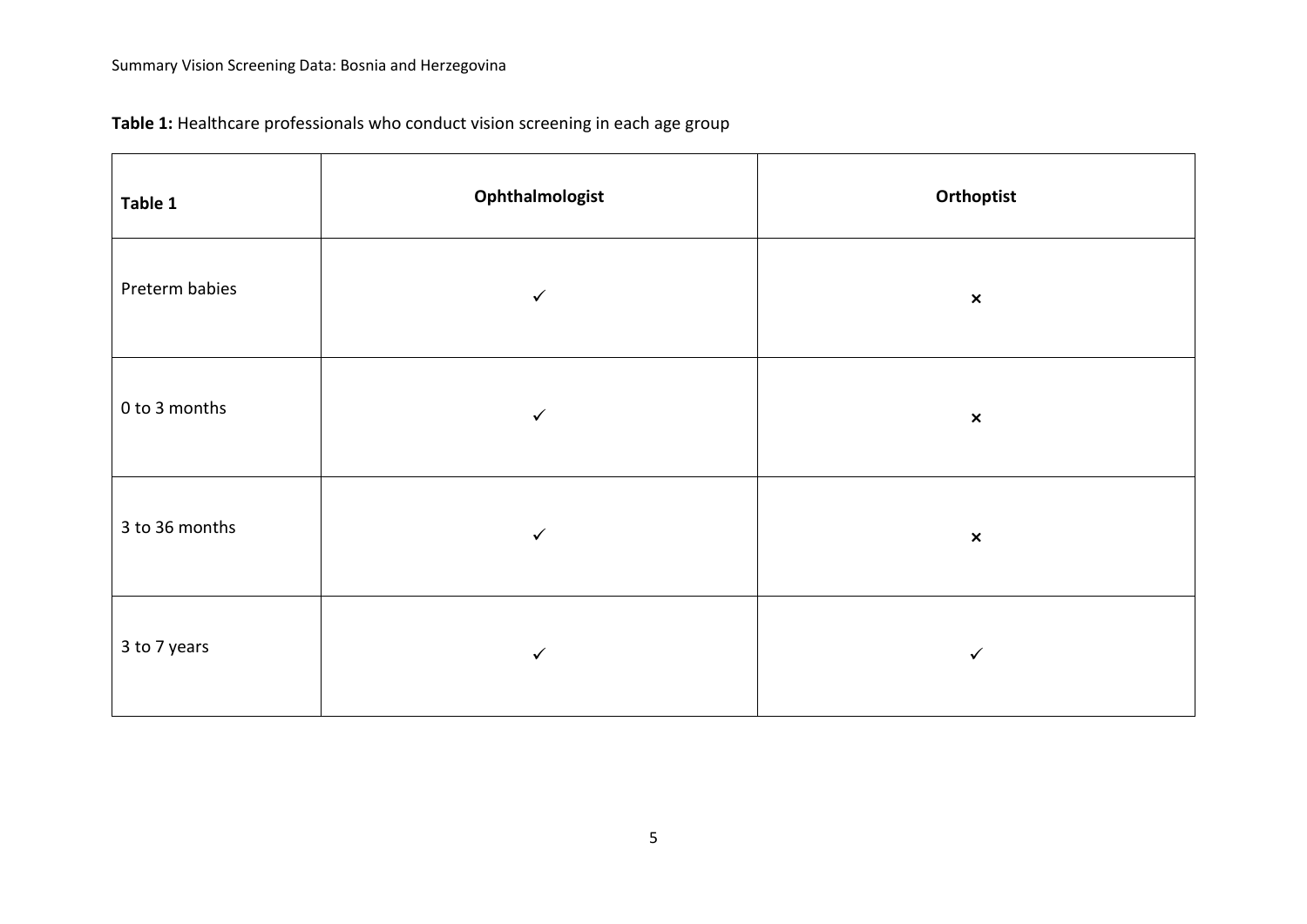**Table 1:** Healthcare professionals who conduct vision screening in each age group

| Table 1 | Ophthalmologist | Orthoptist |
| --- | --- | --- |
| Preterm babies | ✓ | × |
| 0 to 3 months | ✓ | × |
| 3 to 36 months | ✓ | × |
| 3 to 7 years | ✓ | ✓ |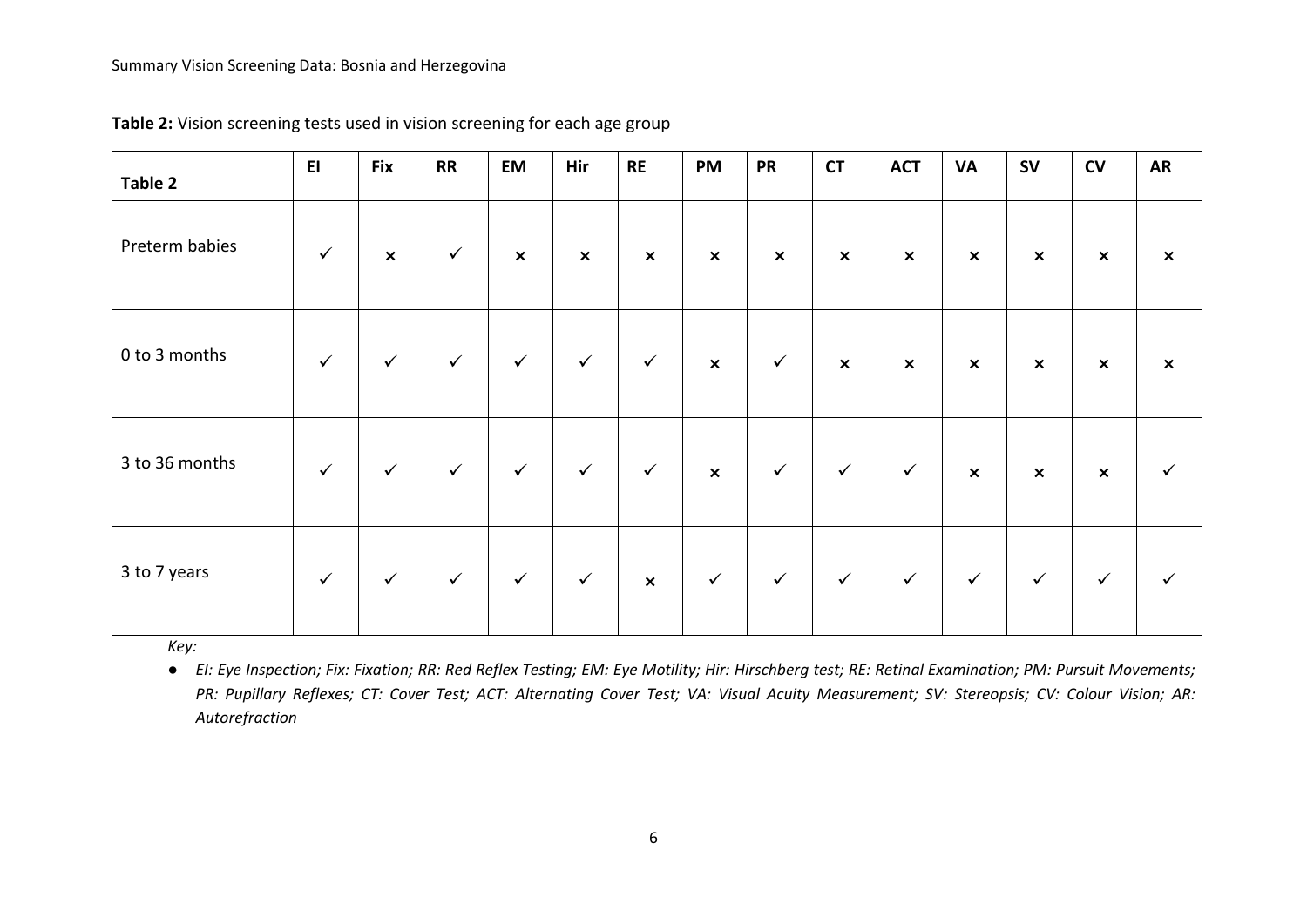**Table 2:** Vision screening tests used in vision screening for each age group

| Table 2 | EI | Fix | RR | EM | Hir | RE | PM | PR | CT | ACT | VA | SV | CV | AR |
|---|---|---|---|---|---|---|---|---|---|---|---|---|---|---|
| Preterm babies | ✓ | × | ✓ | × | × | × | × | × | × | × | × | × | × | × |
| 0 to 3 months | ✓ | ✓ | ✓ | ✓ | ✓ | ✓ | × | ✓ | × | × | × | × | × | × |
| 3 to 36 months | ✓ | ✓ | ✓ | ✓ | ✓ | ✓ | × | ✓ | ✓ | ✓ | × | × | × | ✓ |
| 3 to 7 years | ✓ | ✓ | ✓ | ✓ | ✓ | × | ✓ | ✓ | ✓ | ✓ | ✓ | ✓ | ✓ | ✓ |

*Key:*

- *EI: Eye Inspection; Fix: Fixation; RR: Red Reflex Testing; EM: Eye Motility; Hir: Hirschberg test; RE: Retinal Examination; PM: Pursuit Movements; PR: Pupillary Reflexes; CT: Cover Test; ACT: Alternating Cover Test; VA: Visual Acuity Measurement; SV: Stereopsis; CV: Colour Vision; AR: Autorefraction*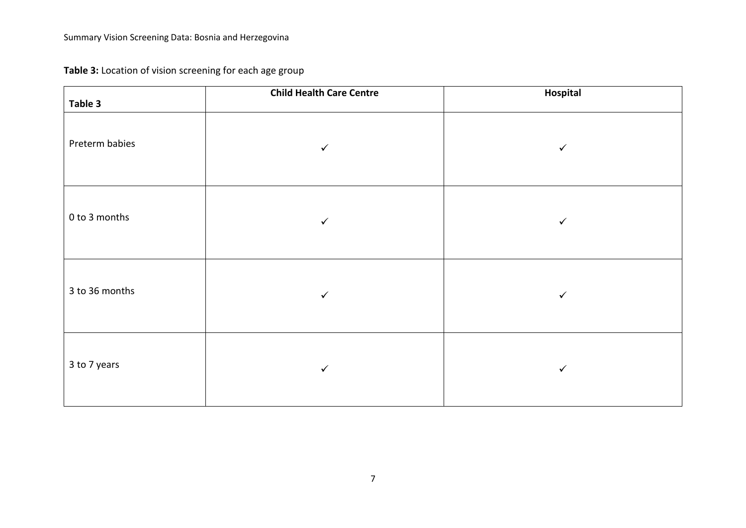**Table 3:** Location of vision screening for each age group

| Table 3 | Child Health Care Centre | Hospital |
|---|---|---|
| Preterm babies | ✓ | ✓ |
| 0 to 3 months | ✓ | ✓ |
| 3 to 36 months | ✓ | ✓ |
| 3 to 7 years | ✓ | ✓ |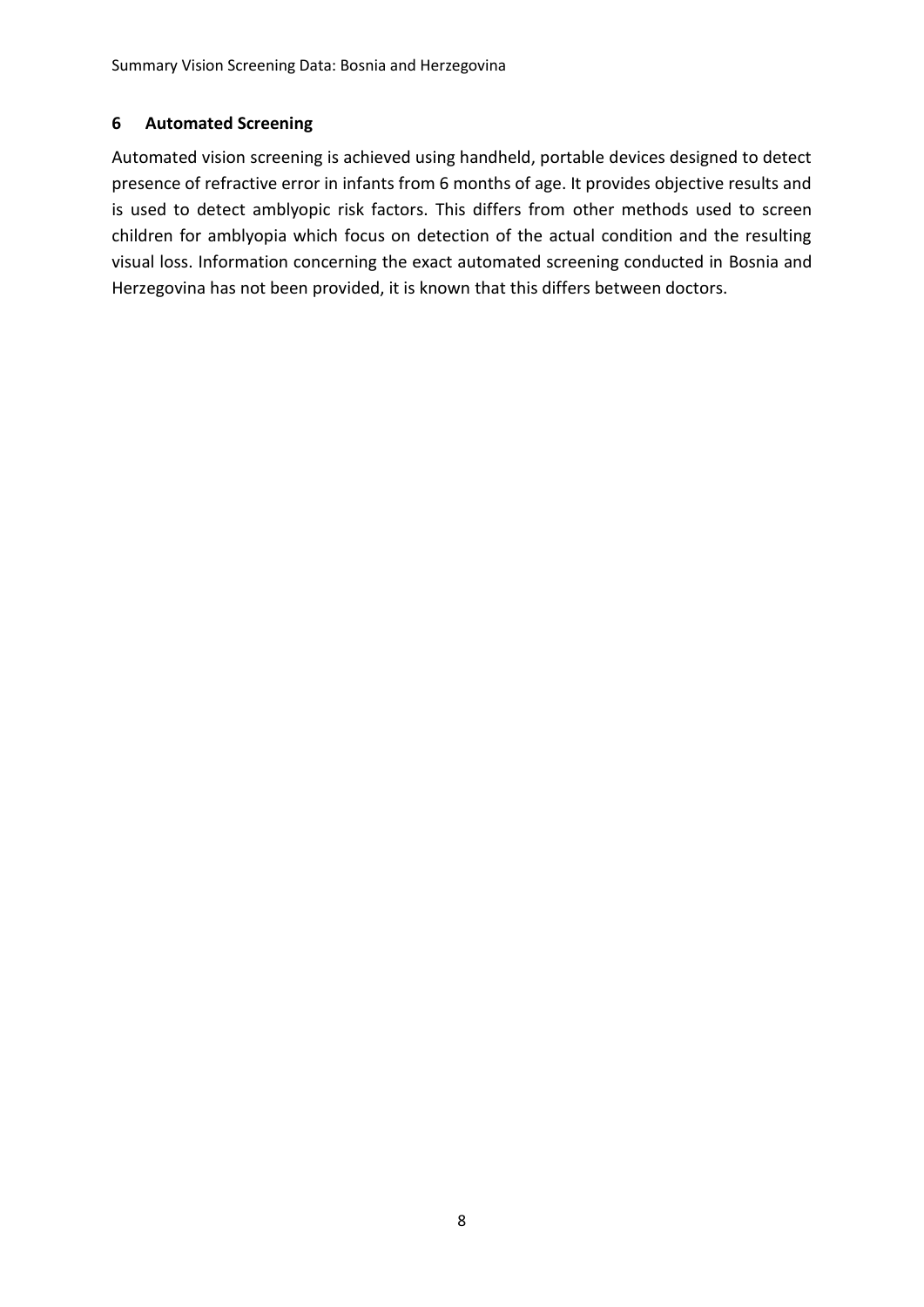## 6 Automated Screening

Automated vision screening is achieved using handheld, portable devices designed to detect presence of refractive error in infants from 6 months of age. It provides objective results and is used to detect amblyopic risk factors. This differs from other methods used to screen children for amblyopia which focus on detection of the actual condition and the resulting visual loss. Information concerning the exact automated screening conducted in Bosnia and Herzegovina has not been provided, it is known that this differs between doctors.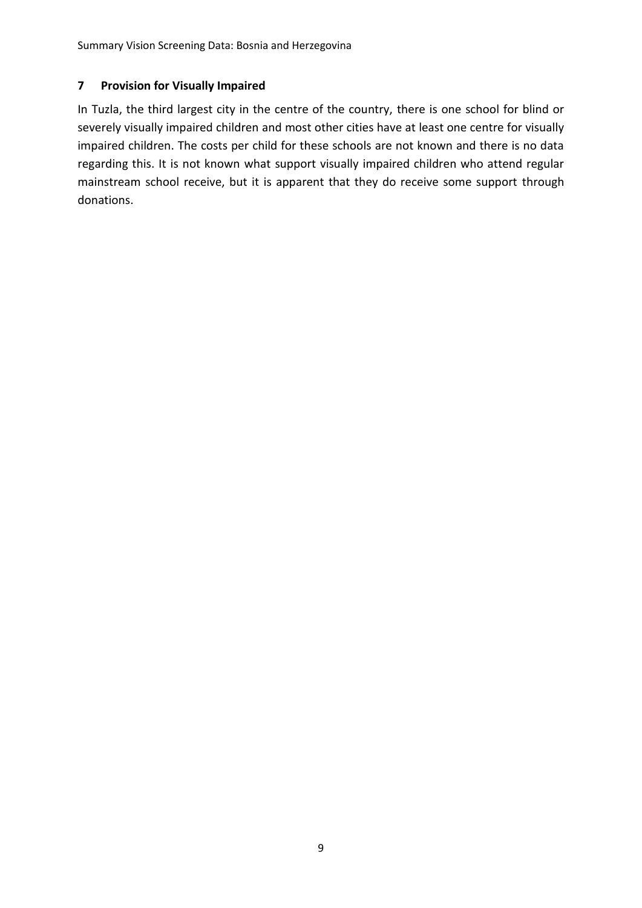## 7 Provision for Visually Impaired

In Tuzla, the third largest city in the centre of the country, there is one school for blind or severely visually impaired children and most other cities have at least one centre for visually impaired children. The costs per child for these schools are not known and there is no data regarding this. It is not known what support visually impaired children who attend regular mainstream school receive, but it is apparent that they do receive some support through donations.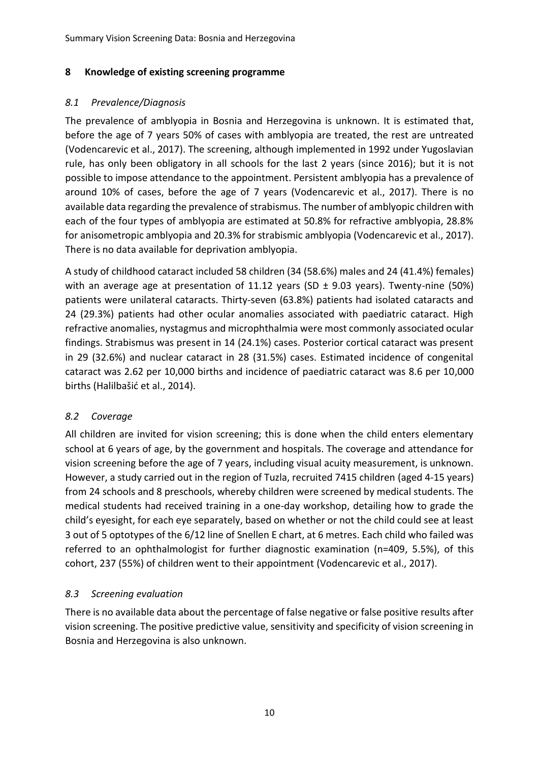## 8 Knowledge of existing screening programme

### *8.1 Prevalence/Diagnosis*

The prevalence of amblyopia in Bosnia and Herzegovina is unknown. It is estimated that, before the age of 7 years 50% of cases with amblyopia are treated, the rest are untreated (Vodencarevic et al., 2017). The screening, although implemented in 1992 under Yugoslavian rule, has only been obligatory in all schools for the last 2 years (since 2016); but it is not possible to impose attendance to the appointment. Persistent amblyopia has a prevalence of around 10% of cases, before the age of 7 years (Vodencarevic et al., 2017). There is no available data regarding the prevalence of strabismus. The number of amblyopic children with each of the four types of amblyopia are estimated at 50.8% for refractive amblyopia, 28.8% for anisometropic amblyopia and 20.3% for strabismic amblyopia (Vodencarevic et al., 2017). There is no data available for deprivation amblyopia.

A study of childhood cataract included 58 children (34 (58.6%) males and 24 (41.4%) females) with an average age at presentation of 11.12 years (SD ± 9.03 years). Twenty-nine (50%) patients were unilateral cataracts. Thirty-seven (63.8%) patients had isolated cataracts and 24 (29.3%) patients had other ocular anomalies associated with paediatric cataract. High refractive anomalies, nystagmus and microphthalmia were most commonly associated ocular findings. Strabismus was present in 14 (24.1%) cases. Posterior cortical cataract was present in 29 (32.6%) and nuclear cataract in 28 (31.5%) cases. Estimated incidence of congenital cataract was 2.62 per 10,000 births and incidence of paediatric cataract was 8.6 per 10,000 births (Halilbašić et al., 2014).

### *8.2 Coverage*

All children are invited for vision screening; this is done when the child enters elementary school at 6 years of age, by the government and hospitals. The coverage and attendance for vision screening before the age of 7 years, including visual acuity measurement, is unknown. However, a study carried out in the region of Tuzla, recruited 7415 children (aged 4-15 years) from 24 schools and 8 preschools, whereby children were screened by medical students. The medical students had received training in a one-day workshop, detailing how to grade the child's eyesight, for each eye separately, based on whether or not the child could see at least 3 out of 5 optotypes of the 6/12 line of Snellen E chart, at 6 metres. Each child who failed was referred to an ophthalmologist for further diagnostic examination (n=409, 5.5%), of this cohort, 237 (55%) of children went to their appointment (Vodencarevic et al., 2017).

### *8.3 Screening evaluation*

There is no available data about the percentage of false negative or false positive results after vision screening. The positive predictive value, sensitivity and specificity of vision screening in Bosnia and Herzegovina is also unknown.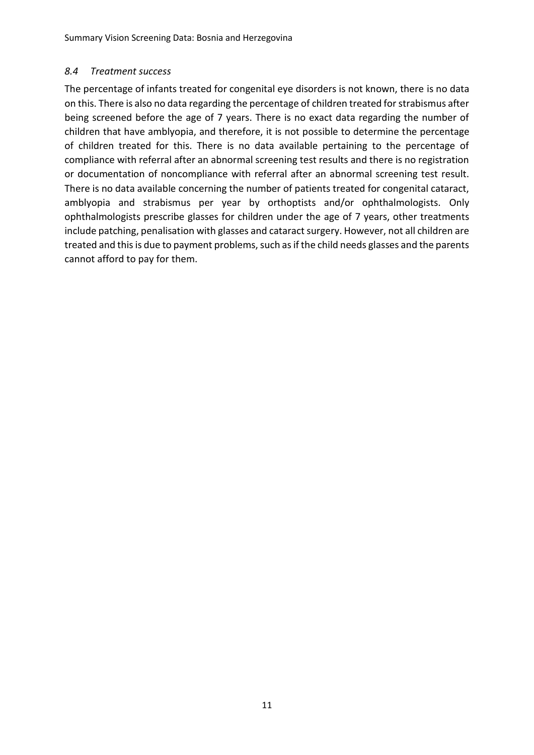### *8.4 Treatment success*

The percentage of infants treated for congenital eye disorders is not known, there is no data on this. There is also no data regarding the percentage of children treated for strabismus after being screened before the age of 7 years. There is no exact data regarding the number of children that have amblyopia, and therefore, it is not possible to determine the percentage of children treated for this. There is no data available pertaining to the percentage of compliance with referral after an abnormal screening test results and there is no registration or documentation of noncompliance with referral after an abnormal screening test result. There is no data available concerning the number of patients treated for congenital cataract, amblyopia and strabismus per year by orthoptists and/or ophthalmologists. Only ophthalmologists prescribe glasses for children under the age of 7 years, other treatments include patching, penalisation with glasses and cataract surgery. However, not all children are treated and this is due to payment problems, such as if the child needs glasses and the parents cannot afford to pay for them.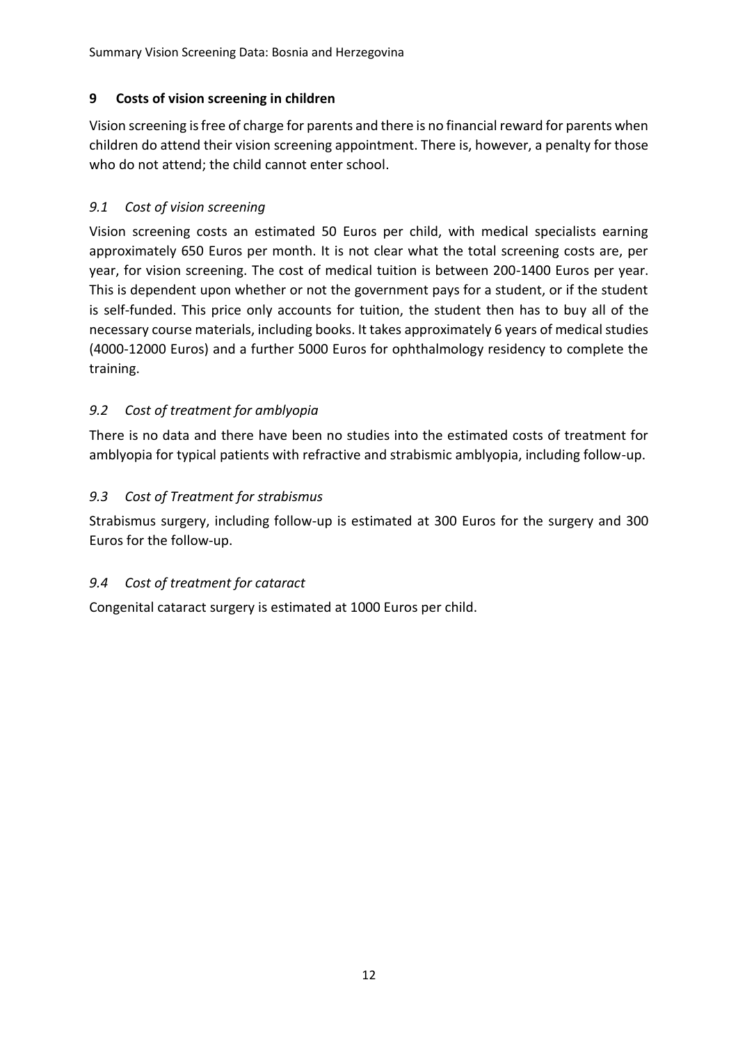## 9 Costs of vision screening in children

Vision screening is free of charge for parents and there is no financial reward for parents when children do attend their vision screening appointment. There is, however, a penalty for those who do not attend; the child cannot enter school.

### *9.1 Cost of vision screening*

Vision screening costs an estimated 50 Euros per child, with medical specialists earning approximately 650 Euros per month. It is not clear what the total screening costs are, per year, for vision screening. The cost of medical tuition is between 200-1400 Euros per year. This is dependent upon whether or not the government pays for a student, or if the student is self-funded. This price only accounts for tuition, the student then has to buy all of the necessary course materials, including books. It takes approximately 6 years of medical studies (4000-12000 Euros) and a further 5000 Euros for ophthalmology residency to complete the training.

### *9.2 Cost of treatment for amblyopia*

There is no data and there have been no studies into the estimated costs of treatment for amblyopia for typical patients with refractive and strabismic amblyopia, including follow-up.

### *9.3 Cost of Treatment for strabismus*

Strabismus surgery, including follow-up is estimated at 300 Euros for the surgery and 300 Euros for the follow-up.

### *9.4 Cost of treatment for cataract*

Congenital cataract surgery is estimated at 1000 Euros per child.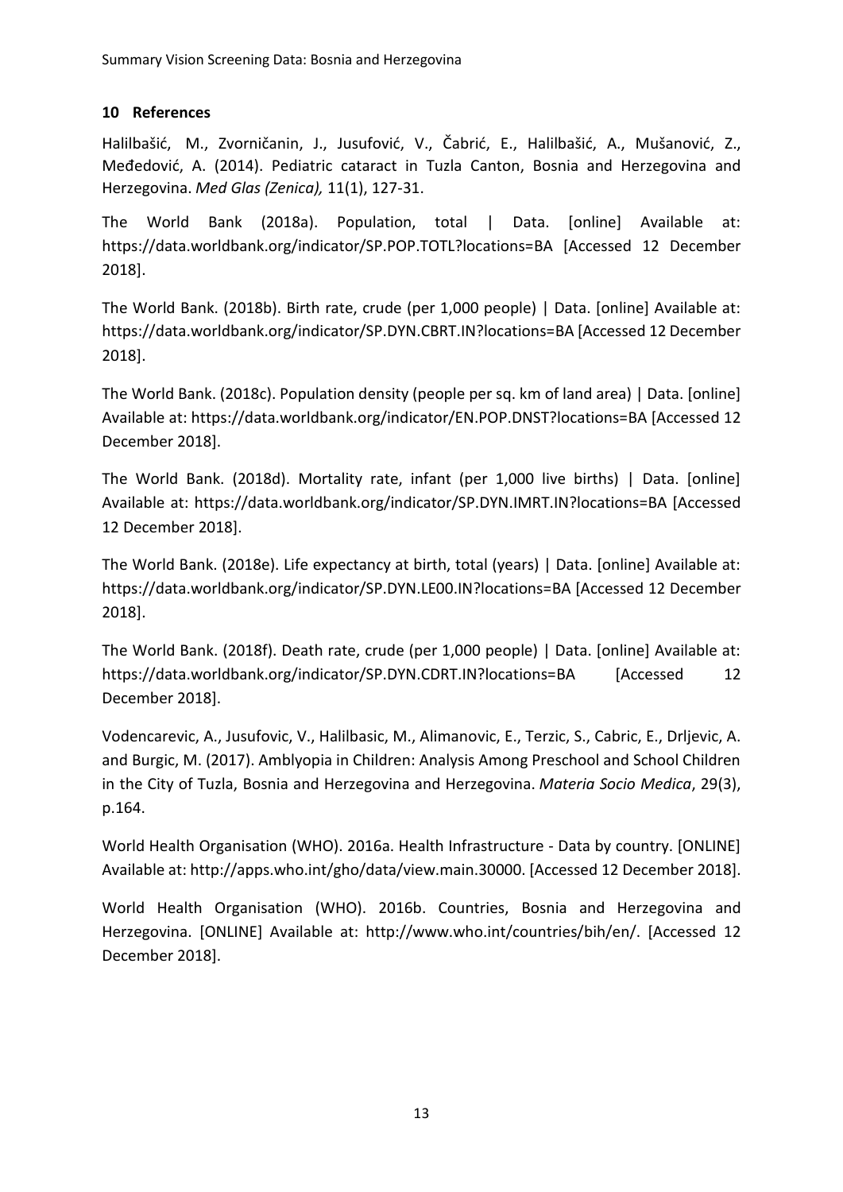## 10 References

Halilbašić, M., Zvorničanin, J., Jusufović, V., Čabrić, E., Halilbašić, A., Mušanović, Z., Međedović, A. (2014). Pediatric cataract in Tuzla Canton, Bosnia and Herzegovina and Herzegovina. *Med Glas (Zenica),* 11(1), 127-31.

The World Bank (2018a). Population, total | Data. [online] Available at: https://data.worldbank.org/indicator/SP.POP.TOTL?locations=BA [Accessed 12 December 2018].

The World Bank. (2018b). Birth rate, crude (per 1,000 people) | Data. [online] Available at: https://data.worldbank.org/indicator/SP.DYN.CBRT.IN?locations=BA [Accessed 12 December 2018].

The World Bank. (2018c). Population density (people per sq. km of land area) | Data. [online] Available at: https://data.worldbank.org/indicator/EN.POP.DNST?locations=BA [Accessed 12 December 2018].

The World Bank. (2018d). Mortality rate, infant (per 1,000 live births) | Data. [online] Available at: https://data.worldbank.org/indicator/SP.DYN.IMRT.IN?locations=BA [Accessed 12 December 2018].

The World Bank. (2018e). Life expectancy at birth, total (years) | Data. [online] Available at: https://data.worldbank.org/indicator/SP.DYN.LE00.IN?locations=BA [Accessed 12 December 2018].

The World Bank. (2018f). Death rate, crude (per 1,000 people) | Data. [online] Available at: https://data.worldbank.org/indicator/SP.DYN.CDRT.IN?locations=BA [Accessed 12 December 2018].

Vodencarevic, A., Jusufovic, V., Halilbasic, M., Alimanovic, E., Terzic, S., Cabric, E., Drljevic, A. and Burgic, M. (2017). Amblyopia in Children: Analysis Among Preschool and School Children in the City of Tuzla, Bosnia and Herzegovina and Herzegovina. *Materia Socio Medica*, 29(3), p.164.

World Health Organisation (WHO). 2016a. Health Infrastructure - Data by country. [ONLINE] Available at: http://apps.who.int/gho/data/view.main.30000. [Accessed 12 December 2018].

World Health Organisation (WHO). 2016b. Countries, Bosnia and Herzegovina and Herzegovina. [ONLINE] Available at: http://www.who.int/countries/bih/en/. [Accessed 12 December 2018].